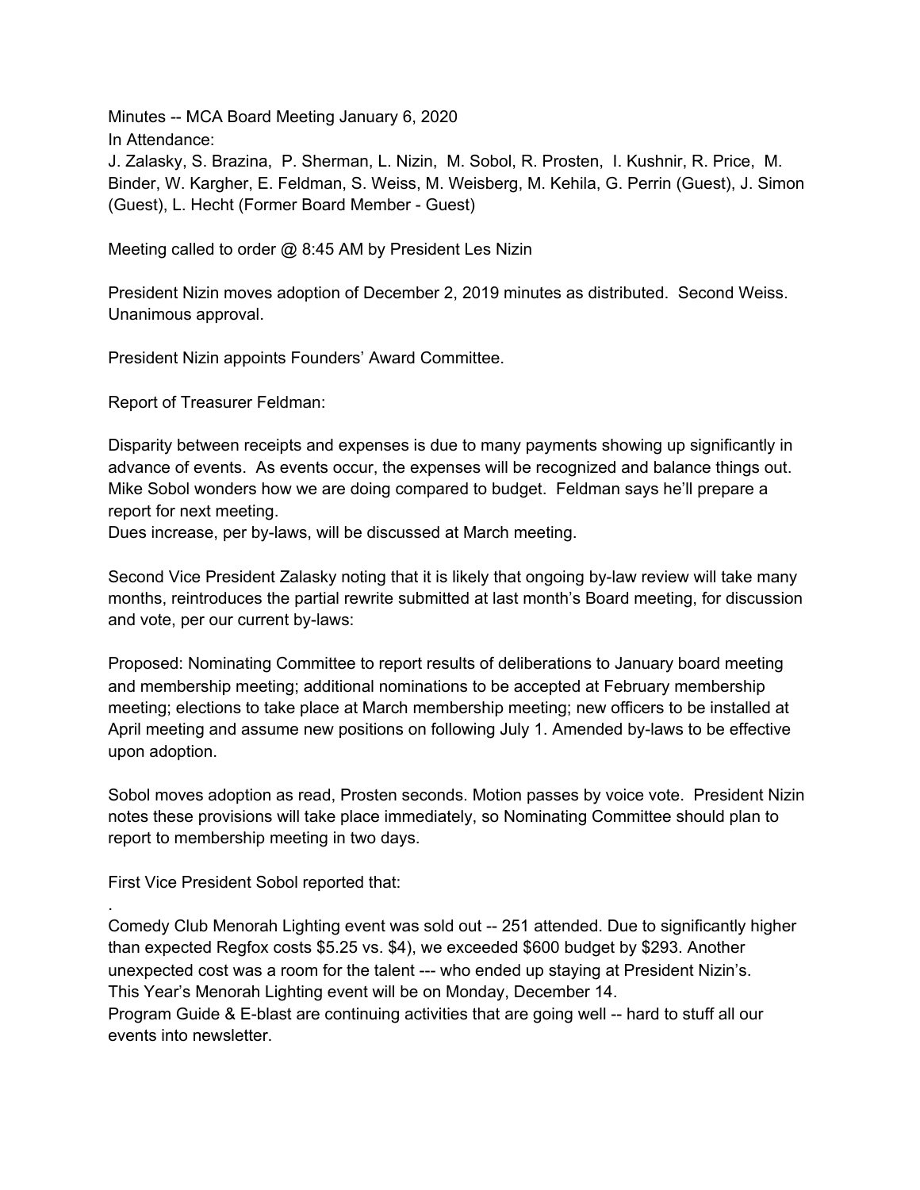Minutes -- MCA Board Meeting January 6, 2020

In Attendance:

J. Zalasky, S. Brazina, P. Sherman, L. Nizin, M. Sobol, R. Prosten, I. Kushnir, R. Price, M. Binder, W. Kargher, E. Feldman, S. Weiss, M. Weisberg, M. Kehila, G. Perrin (Guest), J. Simon (Guest), L. Hecht (Former Board Member - Guest)

Meeting called to order @ 8:45 AM by President Les Nizin

President Nizin moves adoption of December 2, 2019 minutes as distributed. Second Weiss. Unanimous approval.

President Nizin appoints Founders' Award Committee.

Report of Treasurer Feldman:

Disparity between receipts and expenses is due to many payments showing up significantly in advance of events. As events occur, the expenses will be recognized and balance things out. Mike Sobol wonders how we are doing compared to budget. Feldman says he'll prepare a report for next meeting.
Dues increase, per by-laws, will be discussed at March meeting.

Second Vice President Zalasky noting that it is likely that ongoing by-law review will take many months, reintroduces the partial rewrite submitted at last month's Board meeting, for discussion and vote, per our current by-laws:

Proposed: Nominating Committee to report results of deliberations to January board meeting and membership meeting; additional nominations to be accepted at February membership meeting; elections to take place at March membership meeting; new officers to be installed at April meeting and assume new positions on following July 1. Amended by-laws to be effective upon adoption.

Sobol moves adoption as read, Prosten seconds. Motion passes by voice vote. President Nizin notes these provisions will take place immediately, so Nominating Committee should plan to report to membership meeting in two days.

First Vice President Sobol reported that:

.

Comedy Club Menorah Lighting event was sold out -- 251 attended. Due to significantly higher than expected Regfox costs $5.25 vs. $4), we exceeded $600 budget by $293. Another unexpected cost was a room for the talent --- who ended up staying at President Nizin's.
This Year's Menorah Lighting event will be on Monday, December 14.
Program Guide & E-blast are continuing activities that are going well -- hard to stuff all our events into newsletter.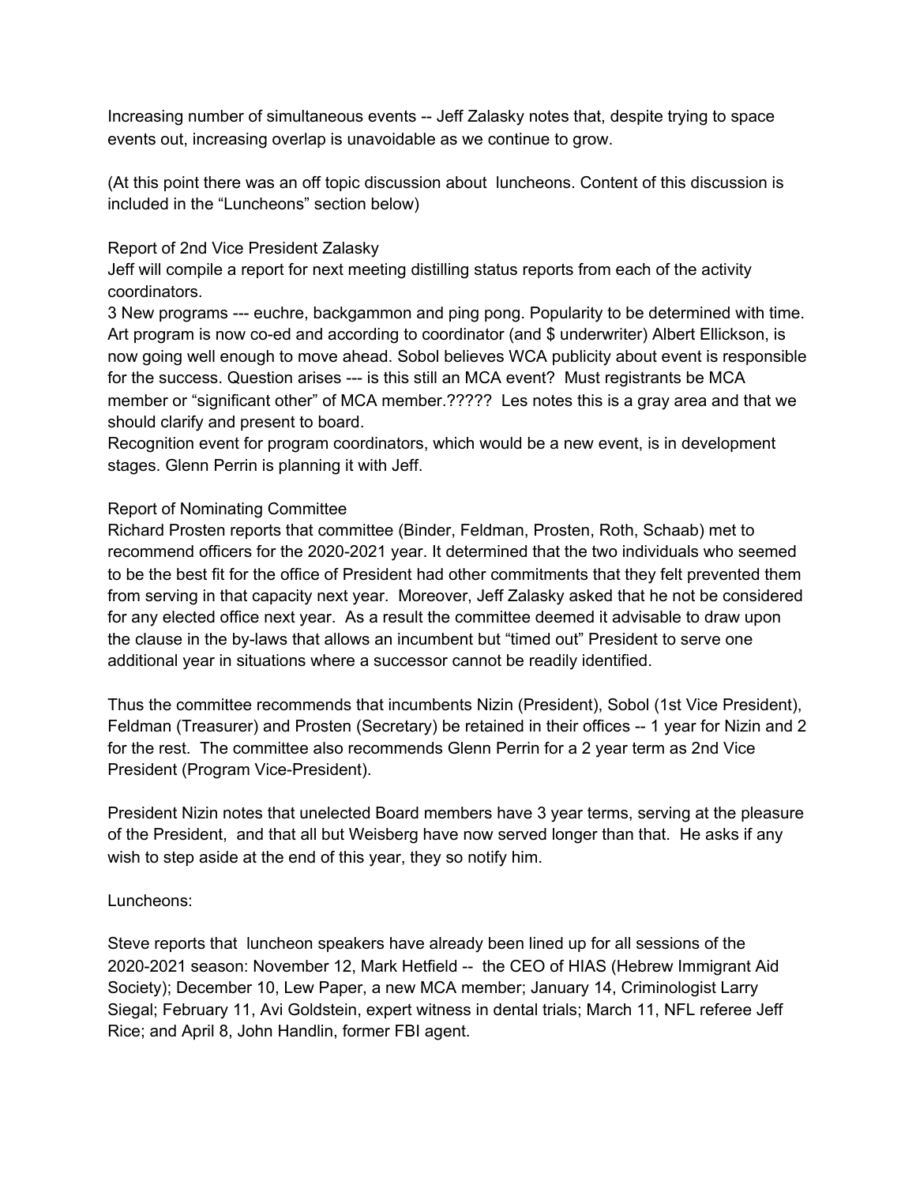Increasing number of simultaneous events -- Jeff Zalasky notes that, despite trying to space events out, increasing overlap is unavoidable as we continue to grow.

(At this point there was an off topic discussion about luncheons. Content of this discussion is included in the "Luncheons" section below)

Report of 2nd Vice President Zalasky

Jeff will compile a report for next meeting distilling status reports from each of the activity coordinators.

3 New programs --- euchre, backgammon and ping pong. Popularity to be determined with time. Art program is now co-ed and according to coordinator (and $ underwriter) Albert Ellickson, is now going well enough to move ahead. Sobol believes WCA publicity about event is responsible for the success. Question arises --- is this still an MCA event? Must registrants be MCA member or "significant other" of MCA member.????? Les notes this is a gray area and that we should clarify and present to board.

Recognition event for program coordinators, which would be a new event, is in development stages. Glenn Perrin is planning it with Jeff.

Report of Nominating Committee

Richard Prosten reports that committee (Binder, Feldman, Prosten, Roth, Schaab) met to recommend officers for the 2020-2021 year. It determined that the two individuals who seemed to be the best fit for the office of President had other commitments that they felt prevented them from serving in that capacity next year. Moreover, Jeff Zalasky asked that he not be considered for any elected office next year. As a result the committee deemed it advisable to draw upon the clause in the by-laws that allows an incumbent but "timed out" President to serve one additional year in situations where a successor cannot be readily identified.

Thus the committee recommends that incumbents Nizin (President), Sobol (1st Vice President), Feldman (Treasurer) and Prosten (Secretary) be retained in their offices -- 1 year for Nizin and 2 for the rest. The committee also recommends Glenn Perrin for a 2 year term as 2nd Vice President (Program Vice-President).

President Nizin notes that unelected Board members have 3 year terms, serving at the pleasure of the President, and that all but Weisberg have now served longer than that. He asks if any wish to step aside at the end of this year, they so notify him.

Luncheons:

Steve reports that luncheon speakers have already been lined up for all sessions of the 2020-2021 season: November 12, Mark Hetfield -- the CEO of HIAS (Hebrew Immigrant Aid Society); December 10, Lew Paper, a new MCA member; January 14, Criminologist Larry Siegal; February 11, Avi Goldstein, expert witness in dental trials; March 11, NFL referee Jeff Rice; and April 8, John Handlin, former FBI agent.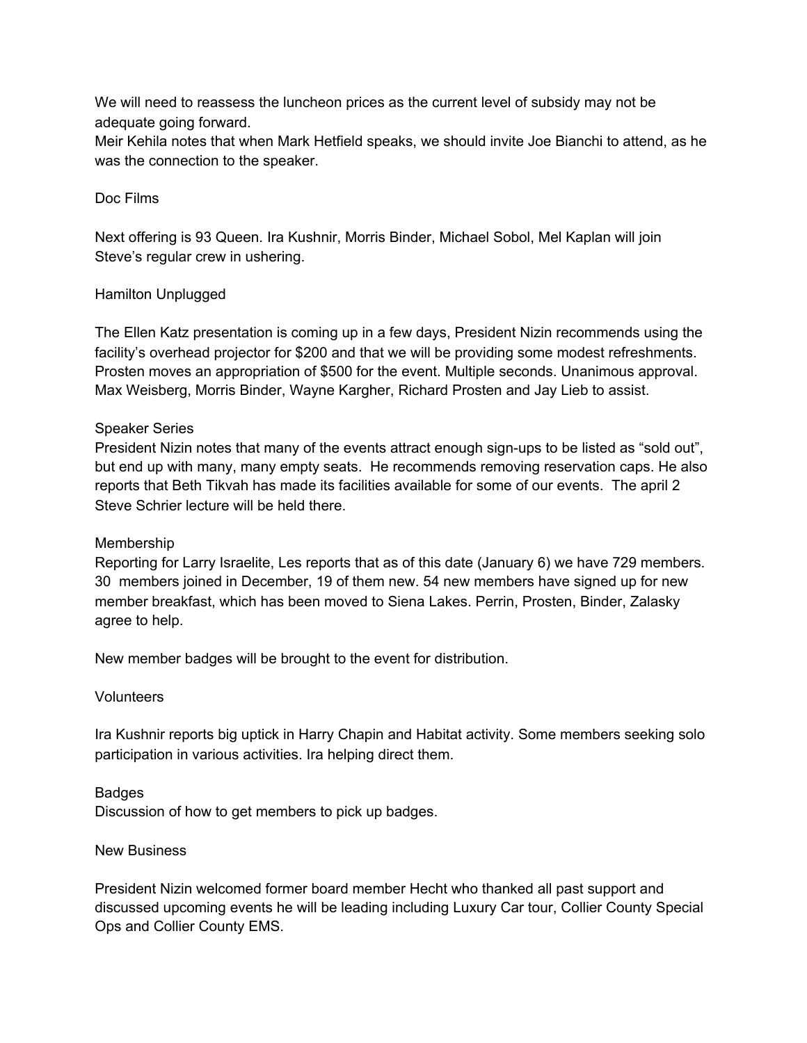We will need to reassess the luncheon prices as the current level of subsidy may not be adequate going forward.
Meir Kehila notes that when Mark Hetfield speaks, we should invite Joe Bianchi to attend, as he was the connection to the speaker.

## Doc Films

Next offering is 93 Queen. Ira Kushnir, Morris Binder, Michael Sobol, Mel Kaplan will join Steve's regular crew in ushering.

## Hamilton Unplugged

The Ellen Katz presentation is coming up in a few days, President Nizin recommends using the facility's overhead projector for $200 and that we will be providing some modest refreshments. Prosten moves an appropriation of $500 for the event. Multiple seconds. Unanimous approval. Max Weisberg, Morris Binder, Wayne Kargher, Richard Prosten and Jay Lieb to assist.

## Speaker Series

President Nizin notes that many of the events attract enough sign-ups to be listed as "sold out", but end up with many, many empty seats. He recommends removing reservation caps. He also reports that Beth Tikvah has made its facilities available for some of our events. The april 2 Steve Schrier lecture will be held there.

## Membership

Reporting for Larry Israelite, Les reports that as of this date (January 6) we have 729 members. 30 members joined in December, 19 of them new. 54 new members have signed up for new member breakfast, which has been moved to Siena Lakes. Perrin, Prosten, Binder, Zalasky agree to help.

New member badges will be brought to the event for distribution.

## Volunteers

Ira Kushnir reports big uptick in Harry Chapin and Habitat activity. Some members seeking solo participation in various activities. Ira helping direct them.

## Badges

Discussion of how to get members to pick up badges.

## New Business

President Nizin welcomed former board member Hecht who thanked all past support and discussed upcoming events he will be leading including Luxury Car tour, Collier County Special Ops and Collier County EMS.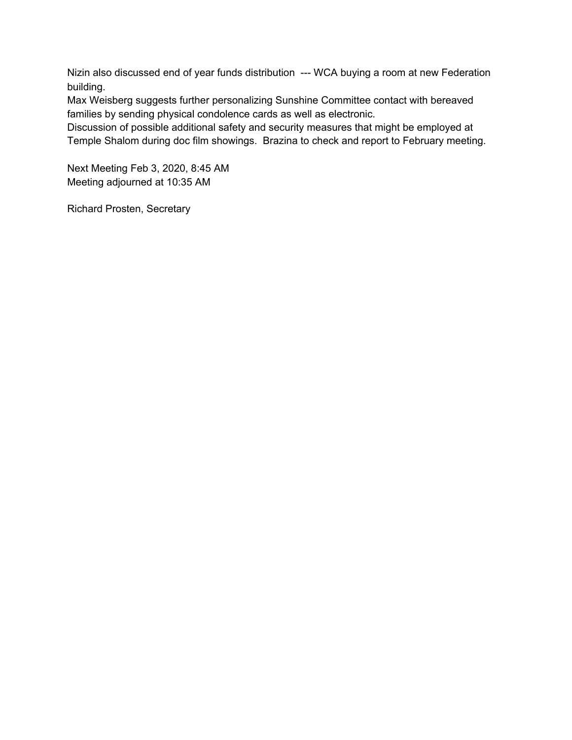Nizin also discussed end of year funds distribution --- WCA buying a room at new Federation building.
Max Weisberg suggests further personalizing Sunshine Committee contact with bereaved families by sending physical condolence cards as well as electronic.
Discussion of possible additional safety and security measures that might be employed at Temple Shalom during doc film showings. Brazina to check and report to February meeting.

Next Meeting Feb 3, 2020, 8:45 AM
Meeting adjourned at 10:35 AM

Richard Prosten, Secretary